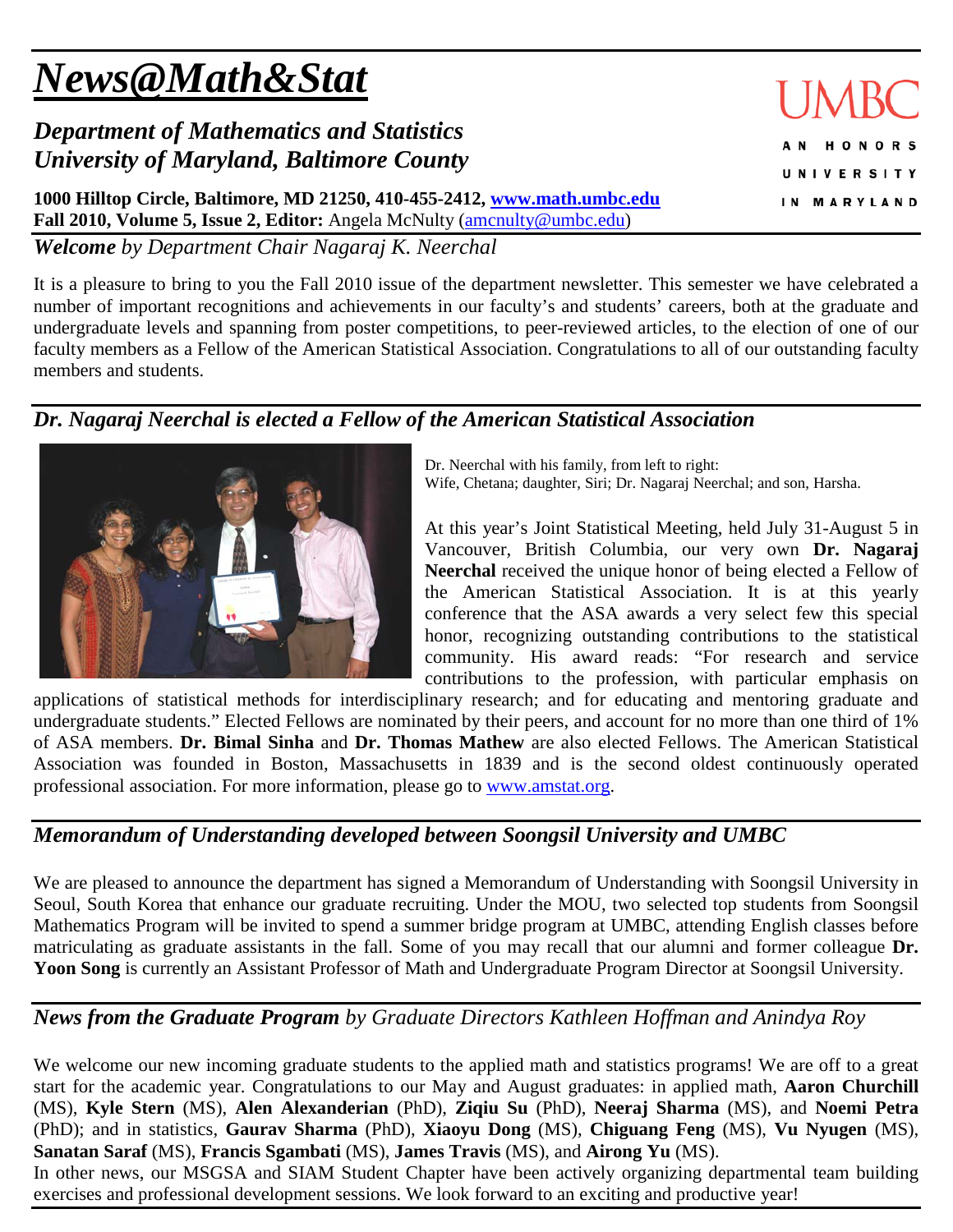# *News@Math&Stat*

## *Department of Mathematics and Statistics*
## *University of Maryland, Baltimore County*

UMBC
AN HONORS UNIVERSITY IN MARYLAND

**1000 Hilltop Circle, Baltimore, MD 21250, 410-455-2412, www.math.umbc.edu**
**Fall 2010, Volume 5, Issue 2, Editor:** Angela McNulty (amcnulty@umbc.edu)

### ***Welcome*** *by Department Chair Nagaraj K. Neerchal*

It is a pleasure to bring to you the Fall 2010 issue of the department newsletter. This semester we have celebrated a number of important recognitions and achievements in our faculty's and students' careers, both at the graduate and undergraduate levels and spanning from poster competitions, to peer-reviewed articles, to the election of one of our faculty members as a Fellow of the American Statistical Association. Congratulations to all of our outstanding faculty members and students.

### ***Dr. Nagaraj Neerchal is elected a Fellow of the American Statistical Association***

Dr. Neerchal with his family, from left to right:
Wife, Chetana; daughter, Siri; Dr. Nagaraj Neerchal; and son, Harsha.

At this year's Joint Statistical Meeting, held July 31-August 5 in Vancouver, British Columbia, our very own **Dr. Nagaraj Neerchal** received the unique honor of being elected a Fellow of the American Statistical Association. It is at this yearly conference that the ASA awards a very select few this special honor, recognizing outstanding contributions to the statistical community. His award reads: "For research and service contributions to the profession, with particular emphasis on applications of statistical methods for interdisciplinary research; and for educating and mentoring graduate and undergraduate students." Elected Fellows are nominated by their peers, and account for no more than one third of 1% of ASA members. **Dr. Bimal Sinha** and **Dr. Thomas Mathew** are also elected Fellows. The American Statistical Association was founded in Boston, Massachusetts in 1839 and is the second oldest continuously operated professional association. For more information, please go to www.amstat.org.

### ***Memorandum of Understanding developed between Soongsil University and UMBC***

We are pleased to announce the department has signed a Memorandum of Understanding with Soongsil University in Seoul, South Korea that enhance our graduate recruiting. Under the MOU, two selected top students from Soongsil Mathematics Program will be invited to spend a summer bridge program at UMBC, attending English classes before matriculating as graduate assistants in the fall. Some of you may recall that our alumni and former colleague **Dr. Yoon Song** is currently an Assistant Professor of Math and Undergraduate Program Director at Soongsil University.

### ***News from the Graduate Program*** *by Graduate Directors Kathleen Hoffman and Anindya Roy*

We welcome our new incoming graduate students to the applied math and statistics programs! We are off to a great start for the academic year. Congratulations to our May and August graduates: in applied math, **Aaron Churchill** (MS), **Kyle Stern** (MS), **Alen Alexanderian** (PhD), **Ziqiu Su** (PhD), **Neeraj Sharma** (MS), and **Noemi Petra** (PhD); and in statistics, **Gaurav Sharma** (PhD), **Xiaoyu Dong** (MS), **Chiguang Feng** (MS), **Vu Nyugen** (MS), **Sanatan Saraf** (MS), **Francis Sgambati** (MS), **James Travis** (MS), and **Airong Yu** (MS).

In other news, our MSGSA and SIAM Student Chapter have been actively organizing departmental team building exercises and professional development sessions. We look forward to an exciting and productive year!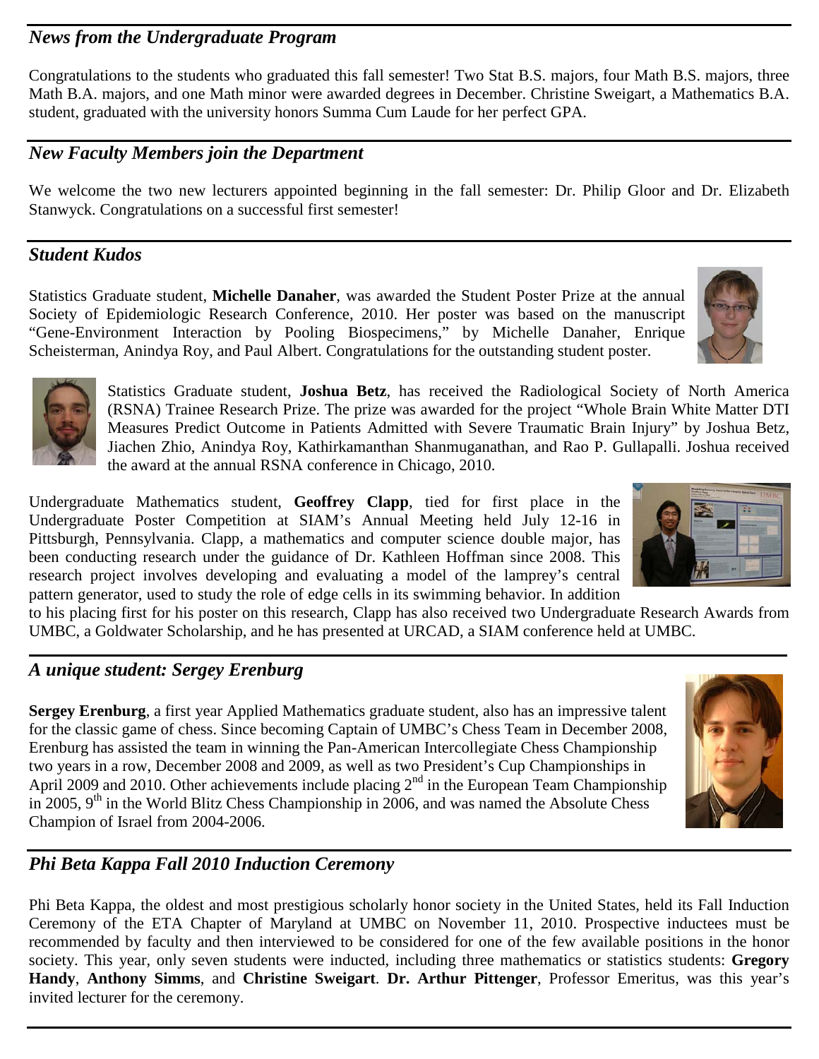## *News from the Undergraduate Program*

Congratulations to the students who graduated this fall semester! Two Stat B.S. majors, four Math B.S. majors, three Math B.A. majors, and one Math minor were awarded degrees in December. Christine Sweigart, a Mathematics B.A. student, graduated with the university honors Summa Cum Laude for her perfect GPA.

## *New Faculty Members join the Department*

We welcome the two new lecturers appointed beginning in the fall semester: Dr. Philip Gloor and Dr. Elizabeth Stanwyck. Congratulations on a successful first semester!

## *Student Kudos*

Statistics Graduate student, **Michelle Danaher**, was awarded the Student Poster Prize at the annual Society of Epidemiologic Research Conference, 2010. Her poster was based on the manuscript "Gene-Environment Interaction by Pooling Biospecimens," by Michelle Danaher, Enrique Scheisterman, Anindya Roy, and Paul Albert. Congratulations for the outstanding student poster.

Statistics Graduate student, **Joshua Betz**, has received the Radiological Society of North America (RSNA) Trainee Research Prize. The prize was awarded for the project "Whole Brain White Matter DTI Measures Predict Outcome in Patients Admitted with Severe Traumatic Brain Injury" by Joshua Betz, Jiachen Zhio, Anindya Roy, Kathirkamanthan Shanmuganathan, and Rao P. Gullapalli. Joshua received the award at the annual RSNA conference in Chicago, 2010.

Undergraduate Mathematics student, **Geoffrey Clapp**, tied for first place in the Undergraduate Poster Competition at SIAM's Annual Meeting held July 12-16 in Pittsburgh, Pennsylvania. Clapp, a mathematics and computer science double major, has been conducting research under the guidance of Dr. Kathleen Hoffman since 2008. This research project involves developing and evaluating a model of the lamprey's central pattern generator, used to study the role of edge cells in its swimming behavior. In addition to his placing first for his poster on this research, Clapp has also received two Undergraduate Research Awards from UMBC, a Goldwater Scholarship, and he has presented at URCAD, a SIAM conference held at UMBC.

## *A unique student: Sergey Erenburg*

**Sergey Erenburg**, a first year Applied Mathematics graduate student, also has an impressive talent for the classic game of chess. Since becoming Captain of UMBC's Chess Team in December 2008, Erenburg has assisted the team in winning the Pan-American Intercollegiate Chess Championship two years in a row, December 2008 and 2009, as well as two President's Cup Championships in April 2009 and 2010. Other achievements include placing 2nd in the European Team Championship in 2005, 9th in the World Blitz Chess Championship in 2006, and was named the Absolute Chess Champion of Israel from 2004-2006.

## *Phi Beta Kappa Fall 2010 Induction Ceremony*

Phi Beta Kappa, the oldest and most prestigious scholarly honor society in the United States, held its Fall Induction Ceremony of the ETA Chapter of Maryland at UMBC on November 11, 2010. Prospective inductees must be recommended by faculty and then interviewed to be considered for one of the few available positions in the honor society. This year, only seven students were inducted, including three mathematics or statistics students: **Gregory Handy**, **Anthony Simms**, and **Christine Sweigart**. **Dr. Arthur Pittenger**, Professor Emeritus, was this year's invited lecturer for the ceremony.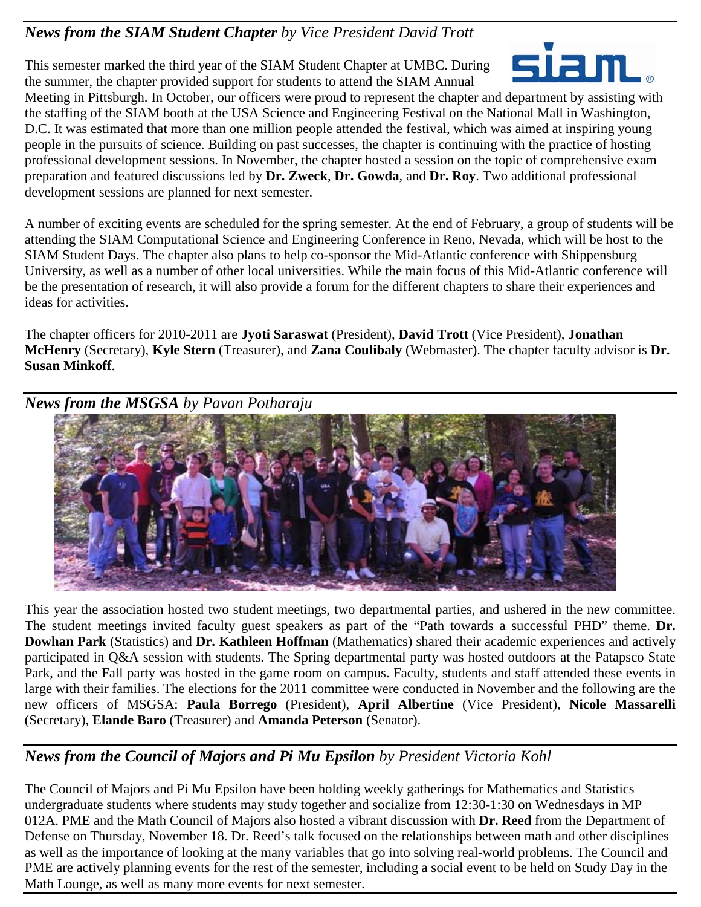## *News from the SIAM Student Chapter* *by Vice President David Trott*

This semester marked the third year of the SIAM Student Chapter at UMBC. During the summer, the chapter provided support for students to attend the SIAM Annual Meeting in Pittsburgh. In October, our officers were proud to represent the chapter and department by assisting with the staffing of the SIAM booth at the USA Science and Engineering Festival on the National Mall in Washington, D.C. It was estimated that more than one million people attended the festival, which was aimed at inspiring young people in the pursuits of science. Building on past successes, the chapter is continuing with the practice of hosting professional development sessions. In November, the chapter hosted a session on the topic of comprehensive exam preparation and featured discussions led by **Dr. Zweck**, **Dr. Gowda**, and **Dr. Roy**. Two additional professional development sessions are planned for next semester.

A number of exciting events are scheduled for the spring semester. At the end of February, a group of students will be attending the SIAM Computational Science and Engineering Conference in Reno, Nevada, which will be host to the SIAM Student Days. The chapter also plans to help co-sponsor the Mid-Atlantic conference with Shippensburg University, as well as a number of other local universities. While the main focus of this Mid-Atlantic conference will be the presentation of research, it will also provide a forum for the different chapters to share their experiences and ideas for activities.

The chapter officers for 2010-2011 are **Jyoti Saraswat** (President), **David Trott** (Vice President), **Jonathan McHenry** (Secretary), **Kyle Stern** (Treasurer), and **Zana Coulibaly** (Webmaster). The chapter faculty advisor is **Dr. Susan Minkoff**.

## *News from the MSGSA* *by Pavan Potharaju*

This year the association hosted two student meetings, two departmental parties, and ushered in the new committee. The student meetings invited faculty guest speakers as part of the "Path towards a successful PHD" theme. **Dr. Dowhan Park** (Statistics) and **Dr. Kathleen Hoffman** (Mathematics) shared their academic experiences and actively participated in Q&A session with students. The Spring departmental party was hosted outdoors at the Patapsco State Park, and the Fall party was hosted in the game room on campus. Faculty, students and staff attended these events in large with their families. The elections for the 2011 committee were conducted in November and the following are the new officers of MSGSA: **Paula Borrego** (President), **April Albertine** (Vice President), **Nicole Massarelli** (Secretary), **Elande Baro** (Treasurer) and **Amanda Peterson** (Senator).

## *News from the Council of Majors and Pi Mu Epsilon* *by President Victoria Kohl*

The Council of Majors and Pi Mu Epsilon have been holding weekly gatherings for Mathematics and Statistics undergraduate students where students may study together and socialize from 12:30-1:30 on Wednesdays in MP 012A. PME and the Math Council of Majors also hosted a vibrant discussion with **Dr. Reed** from the Department of Defense on Thursday, November 18. Dr. Reed's talk focused on the relationships between math and other disciplines as well as the importance of looking at the many variables that go into solving real-world problems. The Council and PME are actively planning events for the rest of the semester, including a social event to be held on Study Day in the Math Lounge, as well as many more events for next semester.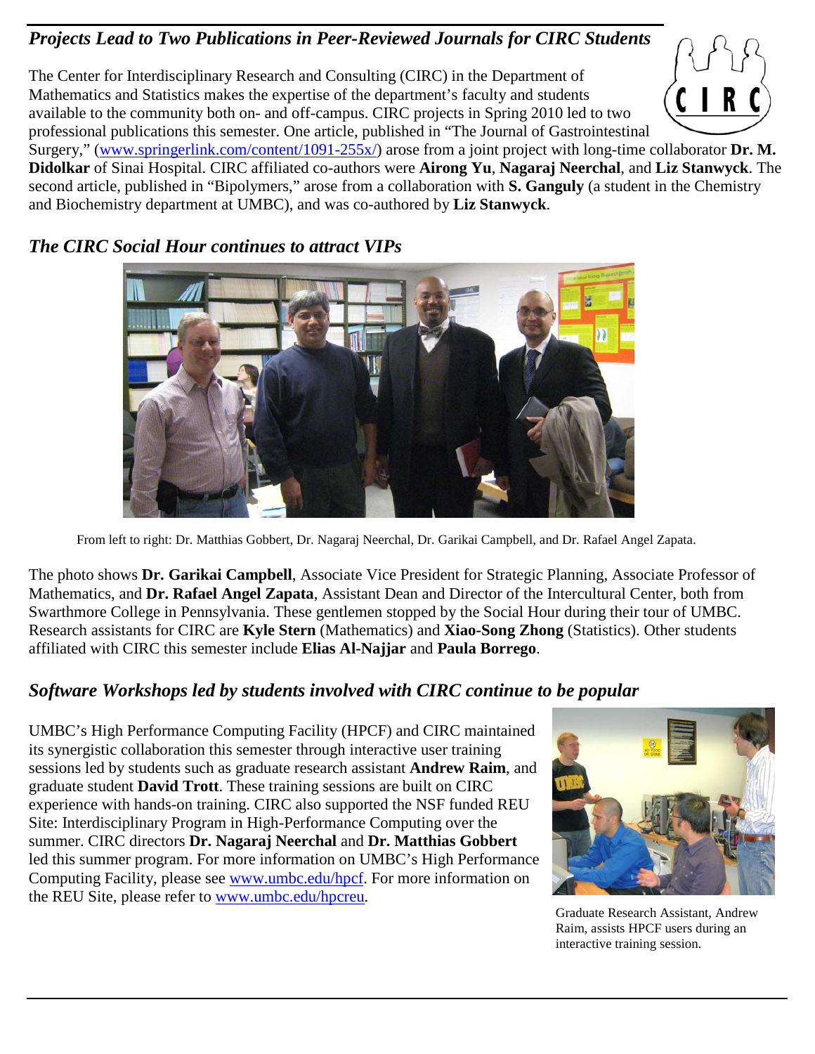## *Projects Lead to Two Publications in Peer-Reviewed Journals for CIRC Students*

The Center for Interdisciplinary Research and Consulting (CIRC) in the Department of Mathematics and Statistics makes the expertise of the department's faculty and students available to the community both on- and off-campus. CIRC projects in Spring 2010 led to two professional publications this semester. One article, published in "The Journal of Gastrointestinal Surgery," (www.springerlink.com/content/1091-255x/) arose from a joint project with long-time collaborator **Dr. M. Didolkar** of Sinai Hospital. CIRC affiliated co-authors were **Airong Yu**, **Nagaraj Neerchal**, and **Liz Stanwyck**. The second article, published in "Bipolymers," arose from a collaboration with **S. Ganguly** (a student in the Chemistry and Biochemistry department at UMBC), and was co-authored by **Liz Stanwyck**.

## *The CIRC Social Hour continues to attract VIPs*

From left to right: Dr. Matthias Gobbert, Dr. Nagaraj Neerchal, Dr. Garikai Campbell, and Dr. Rafael Angel Zapata.

The photo shows **Dr. Garikai Campbell**, Associate Vice President for Strategic Planning, Associate Professor of Mathematics, and **Dr. Rafael Angel Zapata**, Assistant Dean and Director of the Intercultural Center, both from Swarthmore College in Pennsylvania. These gentlemen stopped by the Social Hour during their tour of UMBC. Research assistants for CIRC are **Kyle Stern** (Mathematics) and **Xiao-Song Zhong** (Statistics). Other students affiliated with CIRC this semester include **Elias Al-Najjar** and **Paula Borrego**.

## *Software Workshops led by students involved with CIRC continue to be popular*

UMBC's High Performance Computing Facility (HPCF) and CIRC maintained its synergistic collaboration this semester through interactive user training sessions led by students such as graduate research assistant **Andrew Raim**, and graduate student **David Trott**. These training sessions are built on CIRC experience with hands-on training. CIRC also supported the NSF funded REU Site: Interdisciplinary Program in High-Performance Computing over the summer. CIRC directors **Dr. Nagaraj Neerchal** and **Dr. Matthias Gobbert** led this summer program. For more information on UMBC's High Performance Computing Facility, please see www.umbc.edu/hpcf. For more information on the REU Site, please refer to www.umbc.edu/hpcreu.

Graduate Research Assistant, Andrew Raim, assists HPCF users during an interactive training session.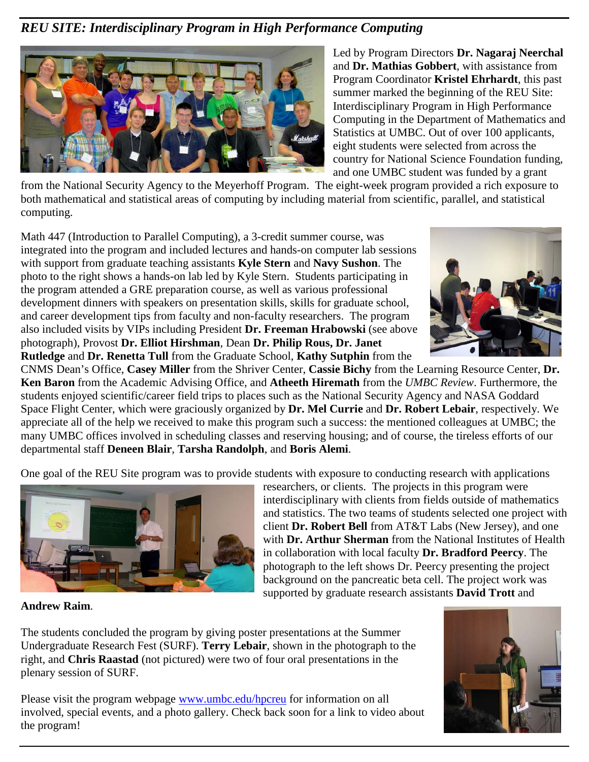## *REU SITE: Interdisciplinary Program in High Performance Computing*

Led by Program Directors **Dr. Nagaraj Neerchal** and **Dr. Mathias Gobbert**, with assistance from Program Coordinator **Kristel Ehrhardt**, this past summer marked the beginning of the REU Site: Interdisciplinary Program in High Performance Computing in the Department of Mathematics and Statistics at UMBC. Out of over 100 applicants, eight students were selected from across the country for National Science Foundation funding, and one UMBC student was funded by a grant from the National Security Agency to the Meyerhoff Program. The eight-week program provided a rich exposure to both mathematical and statistical areas of computing by including material from scientific, parallel, and statistical computing.

Math 447 (Introduction to Parallel Computing), a 3-credit summer course, was integrated into the program and included lectures and hands-on computer lab sessions with support from graduate teaching assistants **Kyle Stern** and **Navy Sushon**. The photo to the right shows a hands-on lab led by Kyle Stern. Students participating in the program attended a GRE preparation course, as well as various professional development dinners with speakers on presentation skills, skills for graduate school, and career development tips from faculty and non-faculty researchers. The program also included visits by VIPs including President **Dr. Freeman Hrabowski** (see above photograph), Provost **Dr. Elliot Hirshman**, Dean **Dr. Philip Rous, Dr. Janet Rutledge** and **Dr. Renetta Tull** from the Graduate School, **Kathy Sutphin** from the CNMS Dean's Office, **Casey Miller** from the Shriver Center, **Cassie Bichy** from the Learning Resource Center, **Dr. Ken Baron** from the Academic Advising Office, and **Atheeth Hiremath** from the *UMBC Review*. Furthermore, the students enjoyed scientific/career field trips to places such as the National Security Agency and NASA Goddard Space Flight Center, which were graciously organized by **Dr. Mel Currie** and **Dr. Robert Lebair**, respectively. We appreciate all of the help we received to make this program such a success: the mentioned colleagues at UMBC; the many UMBC offices involved in scheduling classes and reserving housing; and of course, the tireless efforts of our departmental staff **Deneen Blair**, **Tarsha Randolph**, and **Boris Alemi**.

One goal of the REU Site program was to provide students with exposure to conducting research with applications researchers, or clients. The projects in this program were interdisciplinary with clients from fields outside of mathematics and statistics. The two teams of students selected one project with client **Dr. Robert Bell** from AT&T Labs (New Jersey), and one with **Dr. Arthur Sherman** from the National Institutes of Health in collaboration with local faculty **Dr. Bradford Peercy**. The photograph to the left shows Dr. Peercy presenting the project background on the pancreatic beta cell. The project work was supported by graduate research assistants **David Trott** and **Andrew Raim**.

The students concluded the program by giving poster presentations at the Summer Undergraduate Research Fest (SURF). **Terry Lebair**, shown in the photograph to the right, and **Chris Raastad** (not pictured) were two of four oral presentations in the plenary session of SURF.

Please visit the program webpage [www.umbc.edu/hpcreu](http://www.umbc.edu/hpcreu) for information on all involved, special events, and a photo gallery. Check back soon for a link to video about the program!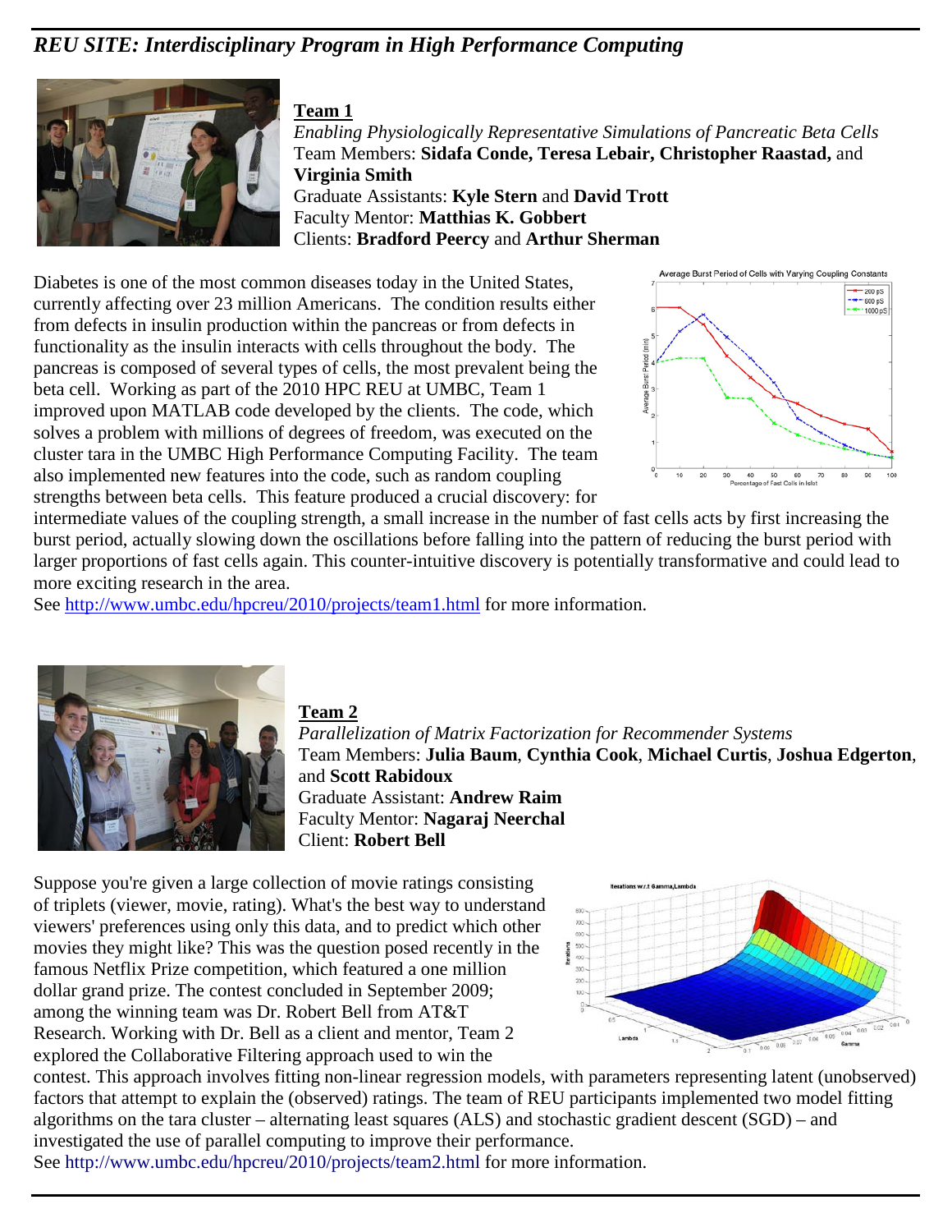# *REU SITE: Interdisciplinary Program in High Performance Computing*

## Team 1

*Enabling Physiologically Representative Simulations of Pancreatic Beta Cells*
Team Members: **Sidafa Conde, Teresa Lebair, Christopher Raastad,** and **Virginia Smith**
Graduate Assistants: **Kyle Stern** and **David Trott**
Faculty Mentor: **Matthias K. Gobbert**
Clients: **Bradford Peercy** and **Arthur Sherman**

Diabetes is one of the most common diseases today in the United States, currently affecting over 23 million Americans. The condition results either from defects in insulin production within the pancreas or from defects in functionality as the insulin interacts with cells throughout the body. The pancreas is composed of several types of cells, the most prevalent being the beta cell. Working as part of the 2010 HPC REU at UMBC, Team 1 improved upon MATLAB code developed by the clients. The code, which solves a problem with millions of degrees of freedom, was executed on the cluster tara in the UMBC High Performance Computing Facility. The team also implemented new features into the code, such as random coupling strengths between beta cells. This feature produced a crucial discovery: for intermediate values of the coupling strength, a small increase in the number of fast cells acts by first increasing the burst period, actually slowing down the oscillations before falling into the pattern of reducing the burst period with larger proportions of fast cells again. This counter-intuitive discovery is potentially transformative and could lead to more exciting research in the area.
See http://www.umbc.edu/hpcreu/2010/projects/team1.html for more information.

## Team 2

*Parallelization of Matrix Factorization for Recommender Systems*
Team Members: **Julia Baum**, **Cynthia Cook**, **Michael Curtis**, **Joshua Edgerton**, and **Scott Rabidoux**
Graduate Assistant: **Andrew Raim**
Faculty Mentor: **Nagaraj Neerchal**
Client: **Robert Bell**

Suppose you're given a large collection of movie ratings consisting of triplets (viewer, movie, rating). What's the best way to understand viewers' preferences using only this data, and to predict which other movies they might like? This was the question posed recently in the famous Netflix Prize competition, which featured a one million dollar grand prize. The contest concluded in September 2009; among the winning team was Dr. Robert Bell from AT&T Research. Working with Dr. Bell as a client and mentor, Team 2 explored the Collaborative Filtering approach used to win the contest. This approach involves fitting non-linear regression models, with parameters representing latent (unobserved) factors that attempt to explain the (observed) ratings. The team of REU participants implemented two model fitting algorithms on the tara cluster – alternating least squares (ALS) and stochastic gradient descent (SGD) – and investigated the use of parallel computing to improve their performance.
See http://www.umbc.edu/hpcreu/2010/projects/team2.html for more information.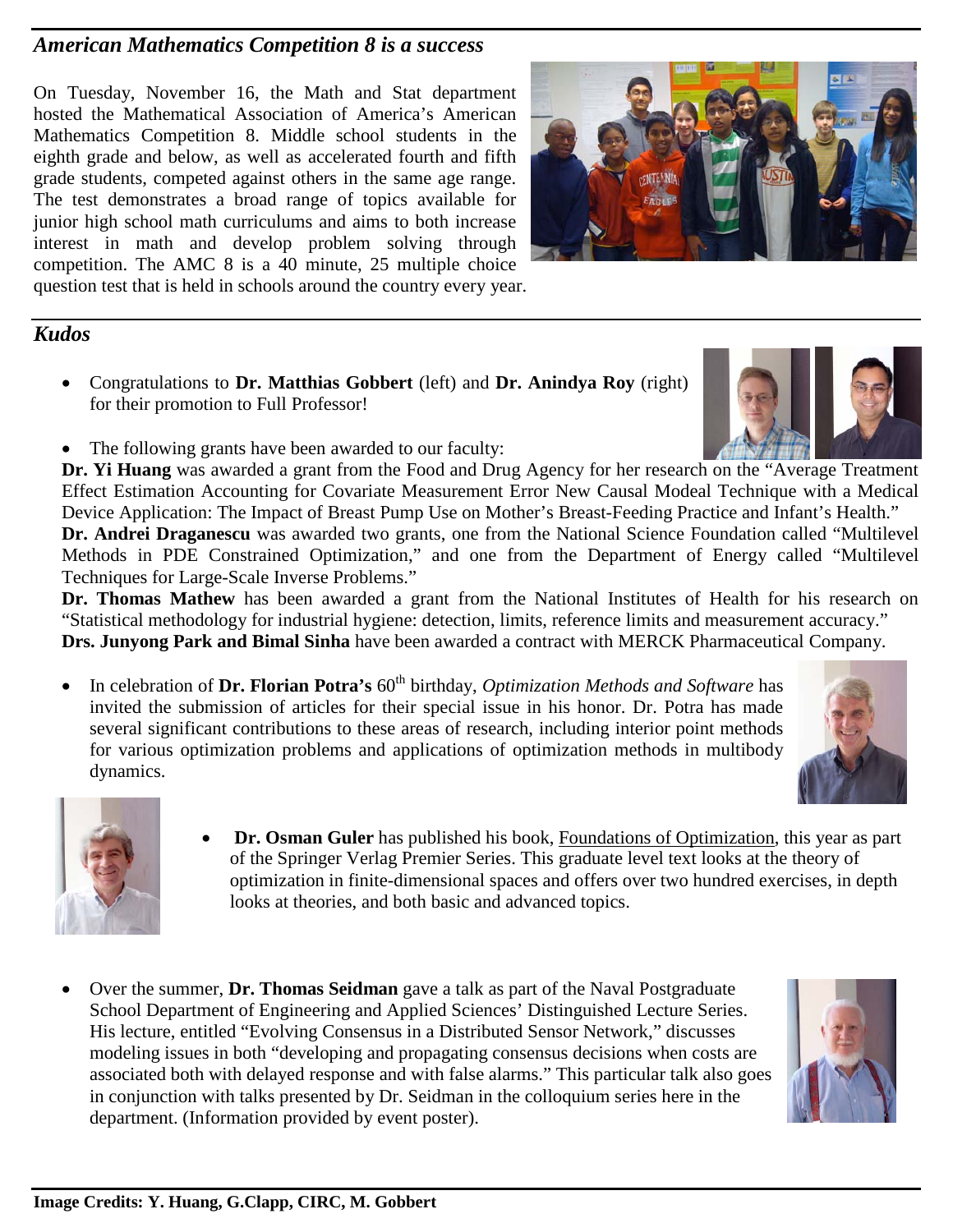## *American Mathematics Competition 8 is a success*

On Tuesday, November 16, the Math and Stat department hosted the Mathematical Association of America's American Mathematics Competition 8. Middle school students in the eighth grade and below, as well as accelerated fourth and fifth grade students, competed against others in the same age range. The test demonstrates a broad range of topics available for junior high school math curriculums and aims to both increase interest in math and develop problem solving through competition. The AMC 8 is a 40 minute, 25 multiple choice question test that is held in schools around the country every year.

## *Kudos*

- Congratulations to **Dr. Matthias Gobbert** (left) and **Dr. Anindya Roy** (right) for their promotion to Full Professor!

- The following grants have been awarded to our faculty:

**Dr. Yi Huang** was awarded a grant from the Food and Drug Agency for her research on the "Average Treatment Effect Estimation Accounting for Covariate Measurement Error New Causal Modeal Technique with a Medical Device Application: The Impact of Breast Pump Use on Mother's Breast-Feeding Practice and Infant's Health."

**Dr. Andrei Draganescu** was awarded two grants, one from the National Science Foundation called "Multilevel Methods in PDE Constrained Optimization," and one from the Department of Energy called "Multilevel Techniques for Large-Scale Inverse Problems."

**Dr. Thomas Mathew** has been awarded a grant from the National Institutes of Health for his research on "Statistical methodology for industrial hygiene: detection, limits, reference limits and measurement accuracy."

**Drs. Junyong Park and Bimal Sinha** have been awarded a contract with MERCK Pharmaceutical Company.

- In celebration of **Dr. Florian Potra's** 60th birthday, *Optimization Methods and Software* has invited the submission of articles for their special issue in his honor. Dr. Potra has made several significant contributions to these areas of research, including interior point methods for various optimization problems and applications of optimization methods in multibody dynamics.

- **Dr. Osman Guler** has published his book, Foundations of Optimization, this year as part of the Springer Verlag Premier Series. This graduate level text looks at the theory of optimization in finite-dimensional spaces and offers over two hundred exercises, in depth looks at theories, and both basic and advanced topics.

- Over the summer, **Dr. Thomas Seidman** gave a talk as part of the Naval Postgraduate School Department of Engineering and Applied Sciences' Distinguished Lecture Series. His lecture, entitled "Evolving Consensus in a Distributed Sensor Network," discusses modeling issues in both "developing and propagating consensus decisions when costs are associated both with delayed response and with false alarms." This particular talk also goes in conjunction with talks presented by Dr. Seidman in the colloquium series here in the department. (Information provided by event poster).

**Image Credits: Y. Huang, G.Clapp, CIRC, M. Gobbert**